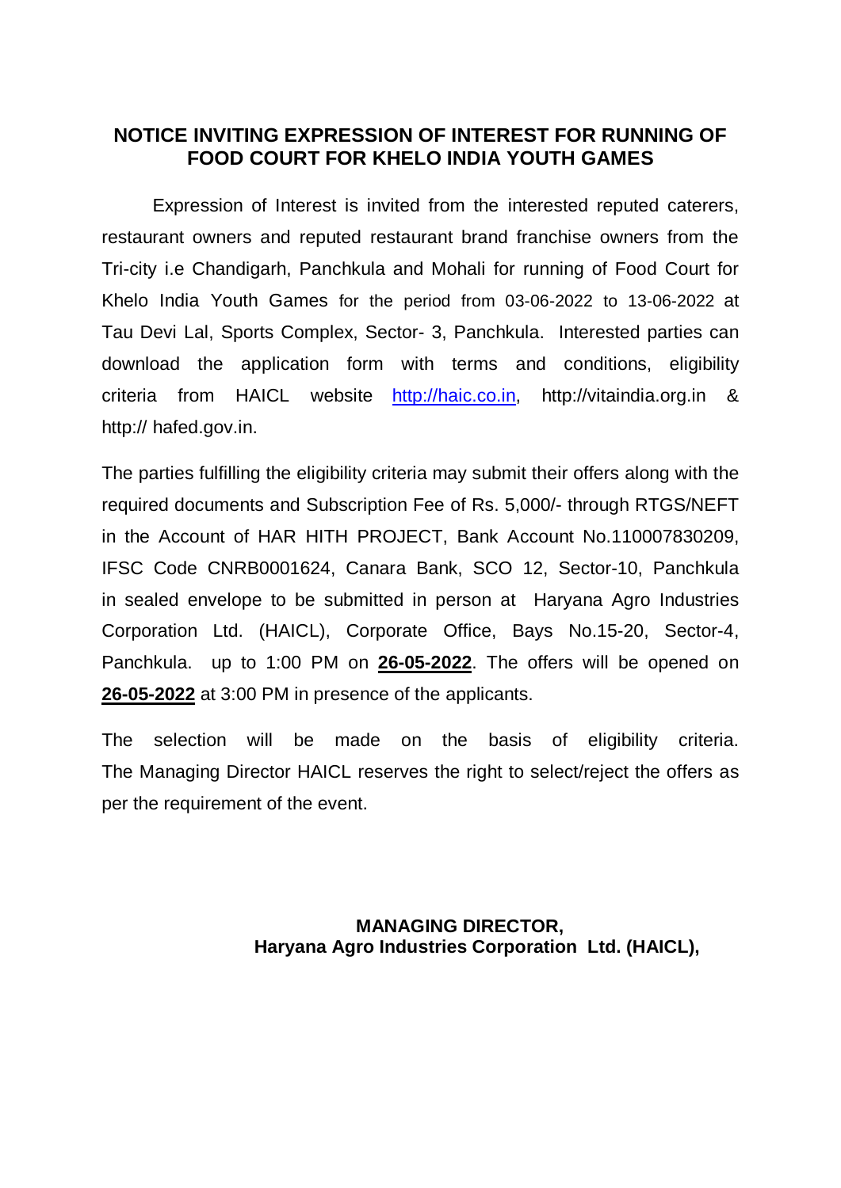# NOTICE INVITING EXPRESSION OF INTEREST FOR RUNNING OF FOOD COURT FOR KHELO INDIA YOUTH GAMES

Expression of Interest is invited from the interested reputed caterers, restaurant owners and reputed restaurant brand franchise owners from the Tri-city i.e Chandigarh, Panchkula and Mohali for running of Food Court for Khelo India Youth Games for the period from 03-06-2022 to 13-06-2022 at Tau Devi Lal, Sports Complex, Sector- 3, Panchkula. Interested parties can download the application form with terms and conditions, eligibility criteria from HAICL website http://haic.co.in, http://vitaindia.org.in & http:// hafed.gov.in.

The parties fulfilling the eligibility criteria may submit their offers along with the required documents and Subscription Fee of Rs. 5,000/- through RTGS/NEFT in the Account of HAR HITH PROJECT, Bank Account No.110007830209, IFSC Code CNRB0001624, Canara Bank, SCO 12, Sector-10, Panchkula in sealed envelope to be submitted in person at Haryana Agro Industries Corporation Ltd. (HAICL), Corporate Office, Bays No.15-20, Sector-4, Panchkula. up to 1:00 PM on **26-05-2022**. The offers will be opened on **26-05-2022** at 3:00 PM in presence of the applicants.

The selection will be made on the basis of eligibility criteria. The Managing Director HAICL reserves the right to select/reject the offers as per the requirement of the event.

**MANAGING DIRECTOR,**
**Haryana Agro Industries Corporation Ltd. (HAICL),**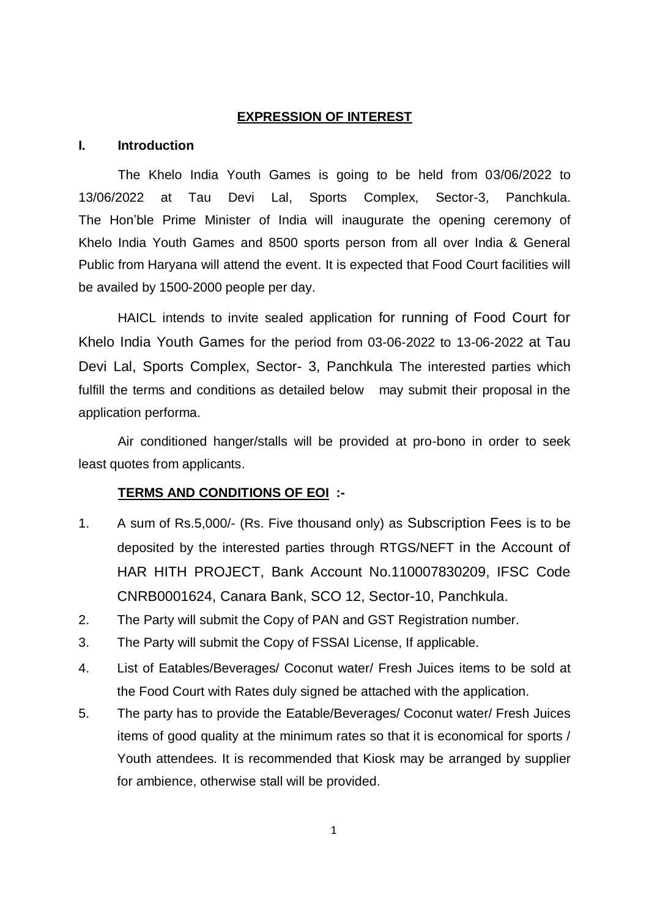**EXPRESSION OF INTEREST**

## I. Introduction

The Khelo India Youth Games is going to be held from 03/06/2022 to 13/06/2022 at Tau Devi Lal, Sports Complex, Sector-3, Panchkula. The Hon'ble Prime Minister of India will inaugurate the opening ceremony of Khelo India Youth Games and 8500 sports person from all over India & General Public from Haryana will attend the event. It is expected that Food Court facilities will be availed by 1500-2000 people per day.

HAICL intends to invite sealed application for running of Food Court for Khelo India Youth Games for the period from 03-06-2022 to 13-06-2022 at Tau Devi Lal, Sports Complex, Sector- 3, Panchkula The interested parties which fulfill the terms and conditions as detailed below may submit their proposal in the application performa.

Air conditioned hanger/stalls will be provided at pro-bono in order to seek least quotes from applicants.

**TERMS AND CONDITIONS OF EOI :-**

1. A sum of Rs.5,000/- (Rs. Five thousand only) as Subscription Fees is to be deposited by the interested parties through RTGS/NEFT in the Account of HAR HITH PROJECT, Bank Account No.110007830209, IFSC Code CNRB0001624, Canara Bank, SCO 12, Sector-10, Panchkula.
2. The Party will submit the Copy of PAN and GST Registration number.
3. The Party will submit the Copy of FSSAI License, If applicable.
4. List of Eatables/Beverages/ Coconut water/ Fresh Juices items to be sold at the Food Court with Rates duly signed be attached with the application.
5. The party has to provide the Eatable/Beverages/ Coconut water/ Fresh Juices items of good quality at the minimum rates so that it is economical for sports / Youth attendees. It is recommended that Kiosk may be arranged by supplier for ambience, otherwise stall will be provided.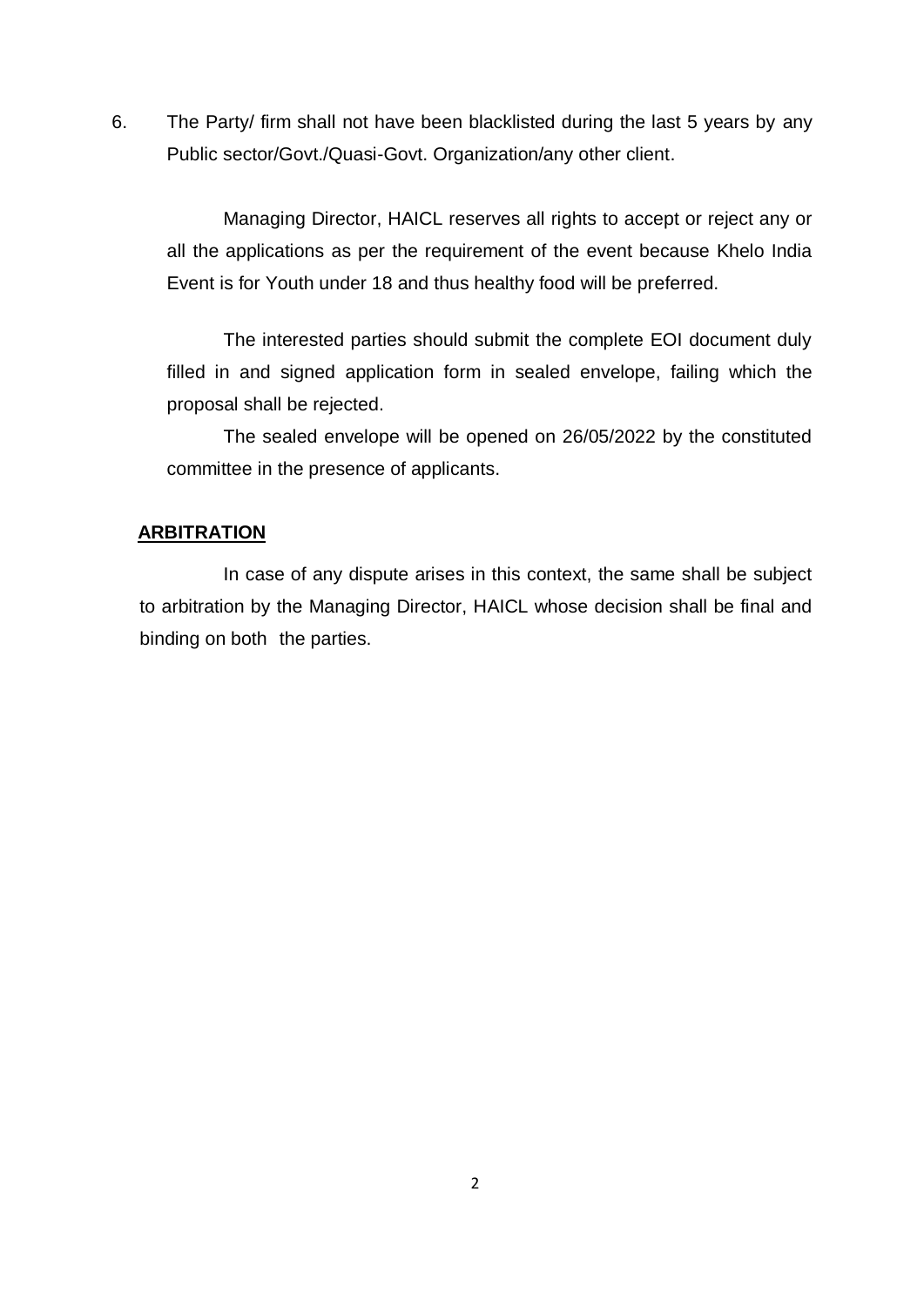6. The Party/ firm shall not have been blacklisted during the last 5 years by any Public sector/Govt./Quasi-Govt. Organization/any other client.

Managing Director, HAICL reserves all rights to accept or reject any or all the applications as per the requirement of the event because Khelo India Event is for Youth under 18 and thus healthy food will be preferred.

The interested parties should submit the complete EOI document duly filled in and signed application form in sealed envelope, failing which the proposal shall be rejected.

The sealed envelope will be opened on 26/05/2022 by the constituted committee in the presence of applicants.

**ARBITRATION**

In case of any dispute arises in this context, the same shall be subject to arbitration by the Managing Director, HAICL whose decision shall be final and binding on both the parties.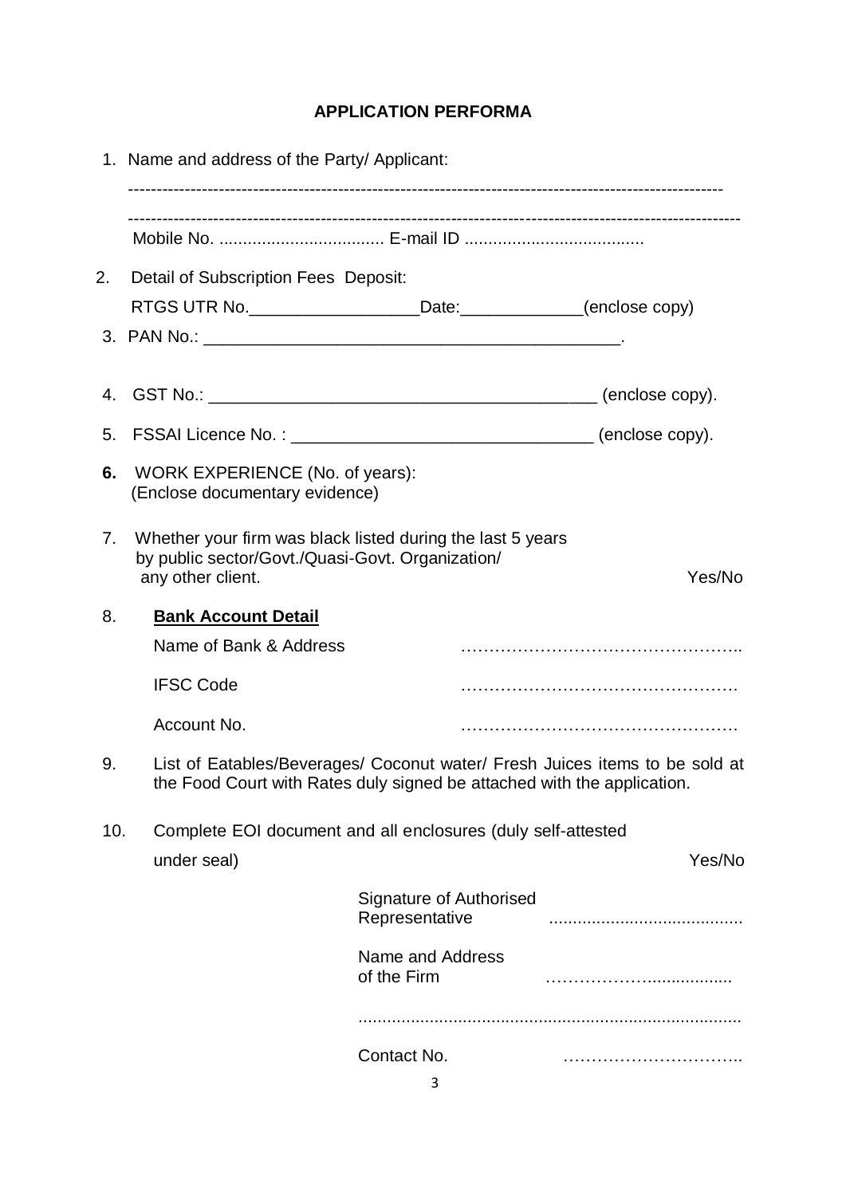## APPLICATION PERFORMA

1. Name and address of the Party/ Applicant:

   ----------------------------------------------------------------------------------------------------------

   ----------------------------------------------------------------------------------------------------------

   Mobile No. .................................. E-mail ID .....................................

2. Detail of Subscription Fees Deposit:

   RTGS UTR No.__________________Date:_____________(enclose copy)

3. PAN No.: _____________________________________________.

4. GST No.: __________________________________________ (enclose copy).

5. FSSAI Licence No. : ________________________________ (enclose copy).

6. **WORK EXPERIENCE (No. of years):**
   (Enclose documentary evidence)

7. Whether your firm was black listed during the last 5 years by public sector/Govt./Quasi-Govt. Organization/ any other client. Yes/No

8. **Bank Account Detail**

   Name of Bank & Address …………………………………………..

   IFSC Code ………………………………………….

   Account No. ………………………………………….

9. List of Eatables/Beverages/ Coconut water/ Fresh Juices items to be sold at the Food Court with Rates duly signed be attached with the application.

10. Complete EOI document and all enclosures (duly self-attested under seal) Yes/No

Signature of Authorised Representative .........................................

Name and Address of the Firm ………………..................

................................................................................

Contact No. …………………………..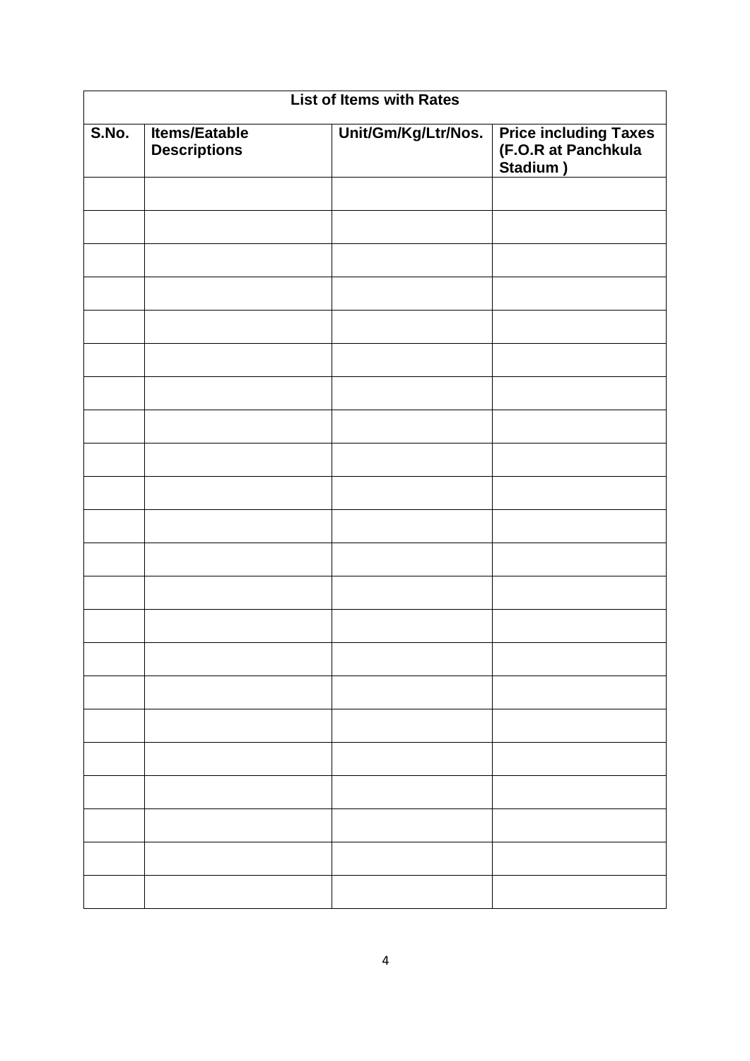| List of Items with Rates | | | |
|---|---|---|---|
| **S.No.** | **Items/Eatable Descriptions** | **Unit/Gm/Kg/Ltr/Nos.** | **Price including Taxes (F.O.R at Panchkula Stadium )** |
| | | | |
| | | | |
| | | | |
| | | | |
| | | | |
| | | | |
| | | | |
| | | | |
| | | | |
| | | | |
| | | | |
| | | | |
| | | | |
| | | | |
| | | | |
| | | | |
| | | | |
| | | | |
| | | | |
| | | | |
| | | | |
| | | | |